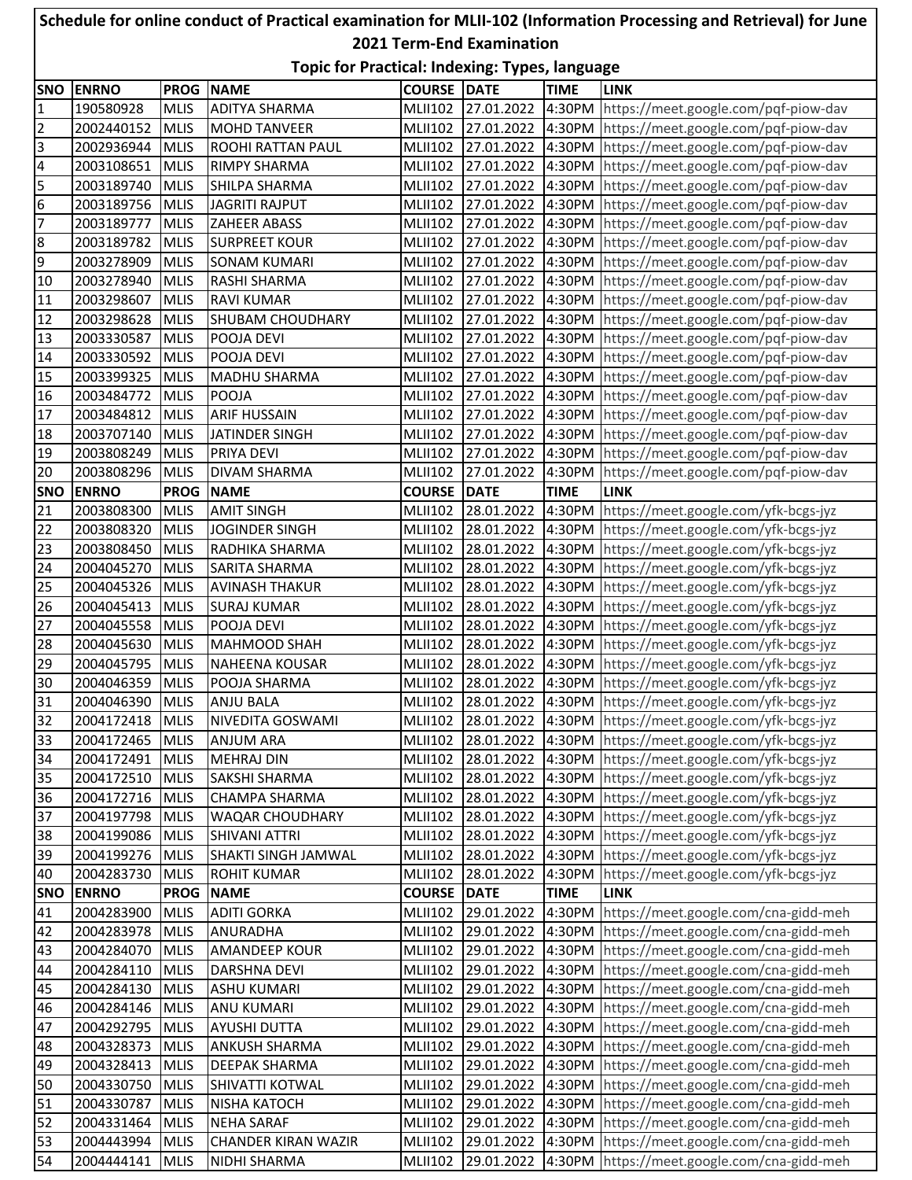# Schedule for online conduct of Practical examination for MLII-102 (Information Processing and Retrieval) for June 2021 Term-End Examination

## Topic for Practical: Indexing: Types, language

| SNO | ENRNO | PROG | NAME | COURSE | DATE | TIME | LINK |
|---|---|---|---|---|---|---|---|
| 1 | 190580928 | MLIS | ADITYA SHARMA | MLII102 | 27.01.2022 | 4:30PM | https://meet.google.com/pqf-piow-dav |
| 2 | 2002440152 | MLIS | MOHD TANVEER | MLII102 | 27.01.2022 | 4:30PM | https://meet.google.com/pqf-piow-dav |
| 3 | 2002936944 | MLIS | ROOHI RATTAN PAUL | MLII102 | 27.01.2022 | 4:30PM | https://meet.google.com/pqf-piow-dav |
| 4 | 2003108651 | MLIS | RIMPY SHARMA | MLII102 | 27.01.2022 | 4:30PM | https://meet.google.com/pqf-piow-dav |
| 5 | 2003189740 | MLIS | SHILPA SHARMA | MLII102 | 27.01.2022 | 4:30PM | https://meet.google.com/pqf-piow-dav |
| 6 | 2003189756 | MLIS | JAGRITI RAJPUT | MLII102 | 27.01.2022 | 4:30PM | https://meet.google.com/pqf-piow-dav |
| 7 | 2003189777 | MLIS | ZAHEER ABASS | MLII102 | 27.01.2022 | 4:30PM | https://meet.google.com/pqf-piow-dav |
| 8 | 2003189782 | MLIS | SURPREET KOUR | MLII102 | 27.01.2022 | 4:30PM | https://meet.google.com/pqf-piow-dav |
| 9 | 2003278909 | MLIS | SONAM KUMARI | MLII102 | 27.01.2022 | 4:30PM | https://meet.google.com/pqf-piow-dav |
| 10 | 2003278940 | MLIS | RASHI SHARMA | MLII102 | 27.01.2022 | 4:30PM | https://meet.google.com/pqf-piow-dav |
| 11 | 2003298607 | MLIS | RAVI KUMAR | MLII102 | 27.01.2022 | 4:30PM | https://meet.google.com/pqf-piow-dav |
| 12 | 2003298628 | MLIS | SHUBAM CHOUDHARY | MLII102 | 27.01.2022 | 4:30PM | https://meet.google.com/pqf-piow-dav |
| 13 | 2003330587 | MLIS | POOJA DEVI | MLII102 | 27.01.2022 | 4:30PM | https://meet.google.com/pqf-piow-dav |
| 14 | 2003330592 | MLIS | POOJA DEVI | MLII102 | 27.01.2022 | 4:30PM | https://meet.google.com/pqf-piow-dav |
| 15 | 2003399325 | MLIS | MADHU SHARMA | MLII102 | 27.01.2022 | 4:30PM | https://meet.google.com/pqf-piow-dav |
| 16 | 2003484772 | MLIS | POOJA | MLII102 | 27.01.2022 | 4:30PM | https://meet.google.com/pqf-piow-dav |
| 17 | 2003484812 | MLIS | ARIF HUSSAIN | MLII102 | 27.01.2022 | 4:30PM | https://meet.google.com/pqf-piow-dav |
| 18 | 2003707140 | MLIS | JATINDER SINGH | MLII102 | 27.01.2022 | 4:30PM | https://meet.google.com/pqf-piow-dav |
| 19 | 2003808249 | MLIS | PRIYA DEVI | MLII102 | 27.01.2022 | 4:30PM | https://meet.google.com/pqf-piow-dav |
| 20 | 2003808296 | MLIS | DIVAM SHARMA | MLII102 | 27.01.2022 | 4:30PM | https://meet.google.com/pqf-piow-dav |
| SNO | ENRNO | PROG | NAME | COURSE | DATE | TIME | LINK |
| 21 | 2003808300 | MLIS | AMIT SINGH | MLII102 | 28.01.2022 | 4:30PM | https://meet.google.com/yfk-bcgs-jyz |
| 22 | 2003808320 | MLIS | JOGINDER SINGH | MLII102 | 28.01.2022 | 4:30PM | https://meet.google.com/yfk-bcgs-jyz |
| 23 | 2003808450 | MLIS | RADHIKA SHARMA | MLII102 | 28.01.2022 | 4:30PM | https://meet.google.com/yfk-bcgs-jyz |
| 24 | 2004045270 | MLIS | SARITA SHARMA | MLII102 | 28.01.2022 | 4:30PM | https://meet.google.com/yfk-bcgs-jyz |
| 25 | 2004045326 | MLIS | AVINASH THAKUR | MLII102 | 28.01.2022 | 4:30PM | https://meet.google.com/yfk-bcgs-jyz |
| 26 | 2004045413 | MLIS | SURAJ KUMAR | MLII102 | 28.01.2022 | 4:30PM | https://meet.google.com/yfk-bcgs-jyz |
| 27 | 2004045558 | MLIS | POOJA DEVI | MLII102 | 28.01.2022 | 4:30PM | https://meet.google.com/yfk-bcgs-jyz |
| 28 | 2004045630 | MLIS | MAHMOOD SHAH | MLII102 | 28.01.2022 | 4:30PM | https://meet.google.com/yfk-bcgs-jyz |
| 29 | 2004045795 | MLIS | NAHEENA KOUSAR | MLII102 | 28.01.2022 | 4:30PM | https://meet.google.com/yfk-bcgs-jyz |
| 30 | 2004046359 | MLIS | POOJA SHARMA | MLII102 | 28.01.2022 | 4:30PM | https://meet.google.com/yfk-bcgs-jyz |
| 31 | 2004046390 | MLIS | ANJU BALA | MLII102 | 28.01.2022 | 4:30PM | https://meet.google.com/yfk-bcgs-jyz |
| 32 | 2004172418 | MLIS | NIVEDITA GOSWAMI | MLII102 | 28.01.2022 | 4:30PM | https://meet.google.com/yfk-bcgs-jyz |
| 33 | 2004172465 | MLIS | ANJUM ARA | MLII102 | 28.01.2022 | 4:30PM | https://meet.google.com/yfk-bcgs-jyz |
| 34 | 2004172491 | MLIS | MEHRAJ DIN | MLII102 | 28.01.2022 | 4:30PM | https://meet.google.com/yfk-bcgs-jyz |
| 35 | 2004172510 | MLIS | SAKSHI SHARMA | MLII102 | 28.01.2022 | 4:30PM | https://meet.google.com/yfk-bcgs-jyz |
| 36 | 2004172716 | MLIS | CHAMPA SHARMA | MLII102 | 28.01.2022 | 4:30PM | https://meet.google.com/yfk-bcgs-jyz |
| 37 | 2004197798 | MLIS | WAQAR CHOUDHARY | MLII102 | 28.01.2022 | 4:30PM | https://meet.google.com/yfk-bcgs-jyz |
| 38 | 2004199086 | MLIS | SHIVANI ATTRI | MLII102 | 28.01.2022 | 4:30PM | https://meet.google.com/yfk-bcgs-jyz |
| 39 | 2004199276 | MLIS | SHAKTI SINGH JAMWAL | MLII102 | 28.01.2022 | 4:30PM | https://meet.google.com/yfk-bcgs-jyz |
| 40 | 2004283730 | MLIS | ROHIT KUMAR | MLII102 | 28.01.2022 | 4:30PM | https://meet.google.com/yfk-bcgs-jyz |
| SNO | ENRNO | PROG | NAME | COURSE | DATE | TIME | LINK |
| 41 | 2004283900 | MLIS | ADITI GORKA | MLII102 | 29.01.2022 | 4:30PM | https://meet.google.com/cna-gidd-meh |
| 42 | 2004283978 | MLIS | ANURADHA | MLII102 | 29.01.2022 | 4:30PM | https://meet.google.com/cna-gidd-meh |
| 43 | 2004284070 | MLIS | AMANDEEP KOUR | MLII102 | 29.01.2022 | 4:30PM | https://meet.google.com/cna-gidd-meh |
| 44 | 2004284110 | MLIS | DARSHNA DEVI | MLII102 | 29.01.2022 | 4:30PM | https://meet.google.com/cna-gidd-meh |
| 45 | 2004284130 | MLIS | ASHU KUMARI | MLII102 | 29.01.2022 | 4:30PM | https://meet.google.com/cna-gidd-meh |
| 46 | 2004284146 | MLIS | ANU KUMARI | MLII102 | 29.01.2022 | 4:30PM | https://meet.google.com/cna-gidd-meh |
| 47 | 2004292795 | MLIS | AYUSHI DUTTA | MLII102 | 29.01.2022 | 4:30PM | https://meet.google.com/cna-gidd-meh |
| 48 | 2004328373 | MLIS | ANKUSH SHARMA | MLII102 | 29.01.2022 | 4:30PM | https://meet.google.com/cna-gidd-meh |
| 49 | 2004328413 | MLIS | DEEPAK SHARMA | MLII102 | 29.01.2022 | 4:30PM | https://meet.google.com/cna-gidd-meh |
| 50 | 2004330750 | MLIS | SHIVATTI KOTWAL | MLII102 | 29.01.2022 | 4:30PM | https://meet.google.com/cna-gidd-meh |
| 51 | 2004330787 | MLIS | NISHA KATOCH | MLII102 | 29.01.2022 | 4:30PM | https://meet.google.com/cna-gidd-meh |
| 52 | 2004331464 | MLIS | NEHA SARAF | MLII102 | 29.01.2022 | 4:30PM | https://meet.google.com/cna-gidd-meh |
| 53 | 2004443994 | MLIS | CHANDER KIRAN WAZIR | MLII102 | 29.01.2022 | 4:30PM | https://meet.google.com/cna-gidd-meh |
| 54 | 2004444141 | MLIS | NIDHI SHARMA | MLII102 | 29.01.2022 | 4:30PM | https://meet.google.com/cna-gidd-meh |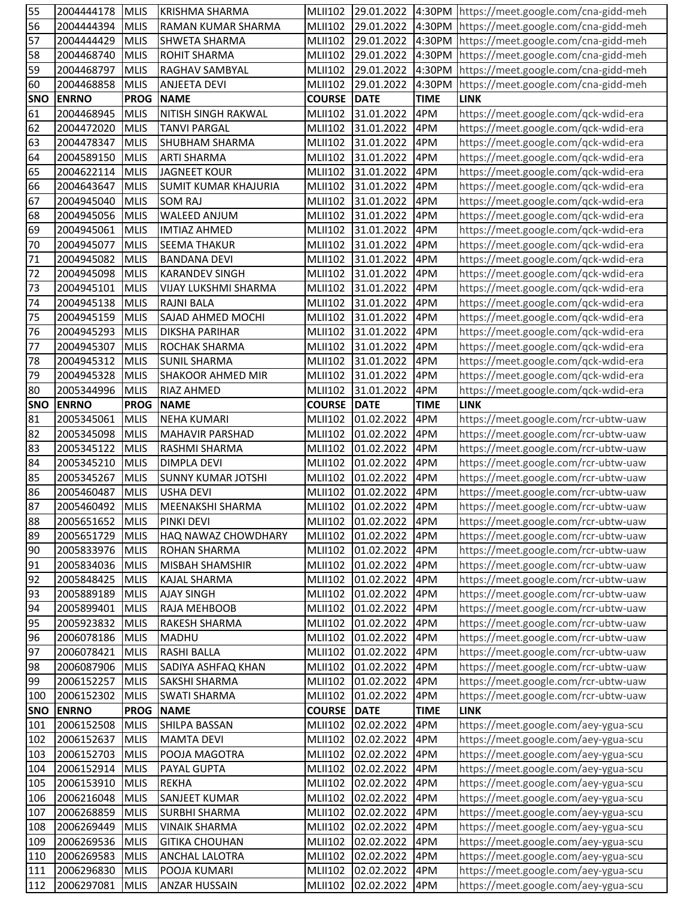| SNO | ENRNO | PROG | NAME | COURSE | DATE | TIME | LINK |
|---|---|---|---|---|---|---|---|
| 55 | 2004444178 | MLIS | KRISHMA SHARMA | MLII102 | 29.01.2022 | 4:30PM | https://meet.google.com/cna-gidd-meh |
| 56 | 2004444394 | MLIS | RAMAN KUMAR SHARMA | MLII102 | 29.01.2022 | 4:30PM | https://meet.google.com/cna-gidd-meh |
| 57 | 2004444429 | MLIS | SHWETA SHARMA | MLII102 | 29.01.2022 | 4:30PM | https://meet.google.com/cna-gidd-meh |
| 58 | 2004468740 | MLIS | ROHIT SHARMA | MLII102 | 29.01.2022 | 4:30PM | https://meet.google.com/cna-gidd-meh |
| 59 | 2004468797 | MLIS | RAGHAV SAMBYAL | MLII102 | 29.01.2022 | 4:30PM | https://meet.google.com/cna-gidd-meh |
| 60 | 2004468858 | MLIS | ANJEETA DEVI | MLII102 | 29.01.2022 | 4:30PM | https://meet.google.com/cna-gidd-meh |
| **SNO** | **ENRNO** | **PROG** | **NAME** | **COURSE** | **DATE** | **TIME** | **LINK** |
| 61 | 2004468945 | MLIS | NITISH SINGH RAKWAL | MLII102 | 31.01.2022 | 4PM | https://meet.google.com/qck-wdid-era |
| 62 | 2004472020 | MLIS | TANVI PARGAL | MLII102 | 31.01.2022 | 4PM | https://meet.google.com/qck-wdid-era |
| 63 | 2004478347 | MLIS | SHUBHAM SHARMA | MLII102 | 31.01.2022 | 4PM | https://meet.google.com/qck-wdid-era |
| 64 | 2004589150 | MLIS | ARTI SHARMA | MLII102 | 31.01.2022 | 4PM | https://meet.google.com/qck-wdid-era |
| 65 | 2004622114 | MLIS | JAGNEET KOUR | MLII102 | 31.01.2022 | 4PM | https://meet.google.com/qck-wdid-era |
| 66 | 2004643647 | MLIS | SUMIT KUMAR KHAJURIA | MLII102 | 31.01.2022 | 4PM | https://meet.google.com/qck-wdid-era |
| 67 | 2004945040 | MLIS | SOM RAJ | MLII102 | 31.01.2022 | 4PM | https://meet.google.com/qck-wdid-era |
| 68 | 2004945056 | MLIS | WALEED ANJUM | MLII102 | 31.01.2022 | 4PM | https://meet.google.com/qck-wdid-era |
| 69 | 2004945061 | MLIS | IMTIAZ AHMED | MLII102 | 31.01.2022 | 4PM | https://meet.google.com/qck-wdid-era |
| 70 | 2004945077 | MLIS | SEEMA THAKUR | MLII102 | 31.01.2022 | 4PM | https://meet.google.com/qck-wdid-era |
| 71 | 2004945082 | MLIS | BANDANA DEVI | MLII102 | 31.01.2022 | 4PM | https://meet.google.com/qck-wdid-era |
| 72 | 2004945098 | MLIS | KARANDEV SINGH | MLII102 | 31.01.2022 | 4PM | https://meet.google.com/qck-wdid-era |
| 73 | 2004945101 | MLIS | VIJAY LUKSHMI SHARMA | MLII102 | 31.01.2022 | 4PM | https://meet.google.com/qck-wdid-era |
| 74 | 2004945138 | MLIS | RAJNI BALA | MLII102 | 31.01.2022 | 4PM | https://meet.google.com/qck-wdid-era |
| 75 | 2004945159 | MLIS | SAJAD AHMED MOCHI | MLII102 | 31.01.2022 | 4PM | https://meet.google.com/qck-wdid-era |
| 76 | 2004945293 | MLIS | DIKSHA PARIHAR | MLII102 | 31.01.2022 | 4PM | https://meet.google.com/qck-wdid-era |
| 77 | 2004945307 | MLIS | ROCHAK SHARMA | MLII102 | 31.01.2022 | 4PM | https://meet.google.com/qck-wdid-era |
| 78 | 2004945312 | MLIS | SUNIL SHARMA | MLII102 | 31.01.2022 | 4PM | https://meet.google.com/qck-wdid-era |
| 79 | 2004945328 | MLIS | SHAKOOR AHMED MIR | MLII102 | 31.01.2022 | 4PM | https://meet.google.com/qck-wdid-era |
| 80 | 2005344996 | MLIS | RIAZ AHMED | MLII102 | 31.01.2022 | 4PM | https://meet.google.com/qck-wdid-era |
| **SNO** | **ENRNO** | **PROG** | **NAME** | **COURSE** | **DATE** | **TIME** | **LINK** |
| 81 | 2005345061 | MLIS | NEHA KUMARI | MLII102 | 01.02.2022 | 4PM | https://meet.google.com/rcr-ubtw-uaw |
| 82 | 2005345098 | MLIS | MAHAVIR PARSHAD | MLII102 | 01.02.2022 | 4PM | https://meet.google.com/rcr-ubtw-uaw |
| 83 | 2005345122 | MLIS | RASHMI SHARMA | MLII102 | 01.02.2022 | 4PM | https://meet.google.com/rcr-ubtw-uaw |
| 84 | 2005345210 | MLIS | DIMPLA DEVI | MLII102 | 01.02.2022 | 4PM | https://meet.google.com/rcr-ubtw-uaw |
| 85 | 2005345267 | MLIS | SUNNY KUMAR JOTSHI | MLII102 | 01.02.2022 | 4PM | https://meet.google.com/rcr-ubtw-uaw |
| 86 | 2005460487 | MLIS | USHA DEVI | MLII102 | 01.02.2022 | 4PM | https://meet.google.com/rcr-ubtw-uaw |
| 87 | 2005460492 | MLIS | MEENAKSHI SHARMA | MLII102 | 01.02.2022 | 4PM | https://meet.google.com/rcr-ubtw-uaw |
| 88 | 2005651652 | MLIS | PINKI DEVI | MLII102 | 01.02.2022 | 4PM | https://meet.google.com/rcr-ubtw-uaw |
| 89 | 2005651729 | MLIS | HAQ NAWAZ CHOWDHARY | MLII102 | 01.02.2022 | 4PM | https://meet.google.com/rcr-ubtw-uaw |
| 90 | 2005833976 | MLIS | ROHAN SHARMA | MLII102 | 01.02.2022 | 4PM | https://meet.google.com/rcr-ubtw-uaw |
| 91 | 2005834036 | MLIS | MISBAH SHAMSHIR | MLII102 | 01.02.2022 | 4PM | https://meet.google.com/rcr-ubtw-uaw |
| 92 | 2005848425 | MLIS | KAJAL SHARMA | MLII102 | 01.02.2022 | 4PM | https://meet.google.com/rcr-ubtw-uaw |
| 93 | 2005889189 | MLIS | AJAY SINGH | MLII102 | 01.02.2022 | 4PM | https://meet.google.com/rcr-ubtw-uaw |
| 94 | 2005899401 | MLIS | RAJA MEHBOOB | MLII102 | 01.02.2022 | 4PM | https://meet.google.com/rcr-ubtw-uaw |
| 95 | 2005923832 | MLIS | RAKESH SHARMA | MLII102 | 01.02.2022 | 4PM | https://meet.google.com/rcr-ubtw-uaw |
| 96 | 2006078186 | MLIS | MADHU | MLII102 | 01.02.2022 | 4PM | https://meet.google.com/rcr-ubtw-uaw |
| 97 | 2006078421 | MLIS | RASHI BALLA | MLII102 | 01.02.2022 | 4PM | https://meet.google.com/rcr-ubtw-uaw |
| 98 | 2006087906 | MLIS | SADIYA ASHFAQ KHAN | MLII102 | 01.02.2022 | 4PM | https://meet.google.com/rcr-ubtw-uaw |
| 99 | 2006152257 | MLIS | SAKSHI SHARMA | MLII102 | 01.02.2022 | 4PM | https://meet.google.com/rcr-ubtw-uaw |
| 100 | 2006152302 | MLIS | SWATI SHARMA | MLII102 | 01.02.2022 | 4PM | https://meet.google.com/rcr-ubtw-uaw |
| **SNO** | **ENRNO** | **PROG** | **NAME** | **COURSE** | **DATE** | **TIME** | **LINK** |
| 101 | 2006152508 | MLIS | SHILPA BASSAN | MLII102 | 02.02.2022 | 4PM | https://meet.google.com/aey-ygua-scu |
| 102 | 2006152637 | MLIS | MAMTA DEVI | MLII102 | 02.02.2022 | 4PM | https://meet.google.com/aey-ygua-scu |
| 103 | 2006152703 | MLIS | POOJA MAGOTRA | MLII102 | 02.02.2022 | 4PM | https://meet.google.com/aey-ygua-scu |
| 104 | 2006152914 | MLIS | PAYAL GUPTA | MLII102 | 02.02.2022 | 4PM | https://meet.google.com/aey-ygua-scu |
| 105 | 2006153910 | MLIS | REKHA | MLII102 | 02.02.2022 | 4PM | https://meet.google.com/aey-ygua-scu |
| 106 | 2006216048 | MLIS | SANJEET KUMAR | MLII102 | 02.02.2022 | 4PM | https://meet.google.com/aey-ygua-scu |
| 107 | 2006268859 | MLIS | SURBHI SHARMA | MLII102 | 02.02.2022 | 4PM | https://meet.google.com/aey-ygua-scu |
| 108 | 2006269449 | MLIS | VINAIK SHARMA | MLII102 | 02.02.2022 | 4PM | https://meet.google.com/aey-ygua-scu |
| 109 | 2006269536 | MLIS | GITIKA CHOUHAN | MLII102 | 02.02.2022 | 4PM | https://meet.google.com/aey-ygua-scu |
| 110 | 2006269583 | MLIS | ANCHAL LALOTRA | MLII102 | 02.02.2022 | 4PM | https://meet.google.com/aey-ygua-scu |
| 111 | 2006296830 | MLIS | POOJA KUMARI | MLII102 | 02.02.2022 | 4PM | https://meet.google.com/aey-ygua-scu |
| 112 | 2006297081 | MLIS | ANZAR HUSSAIN | MLII102 | 02.02.2022 | 4PM | https://meet.google.com/aey-ygua-scu |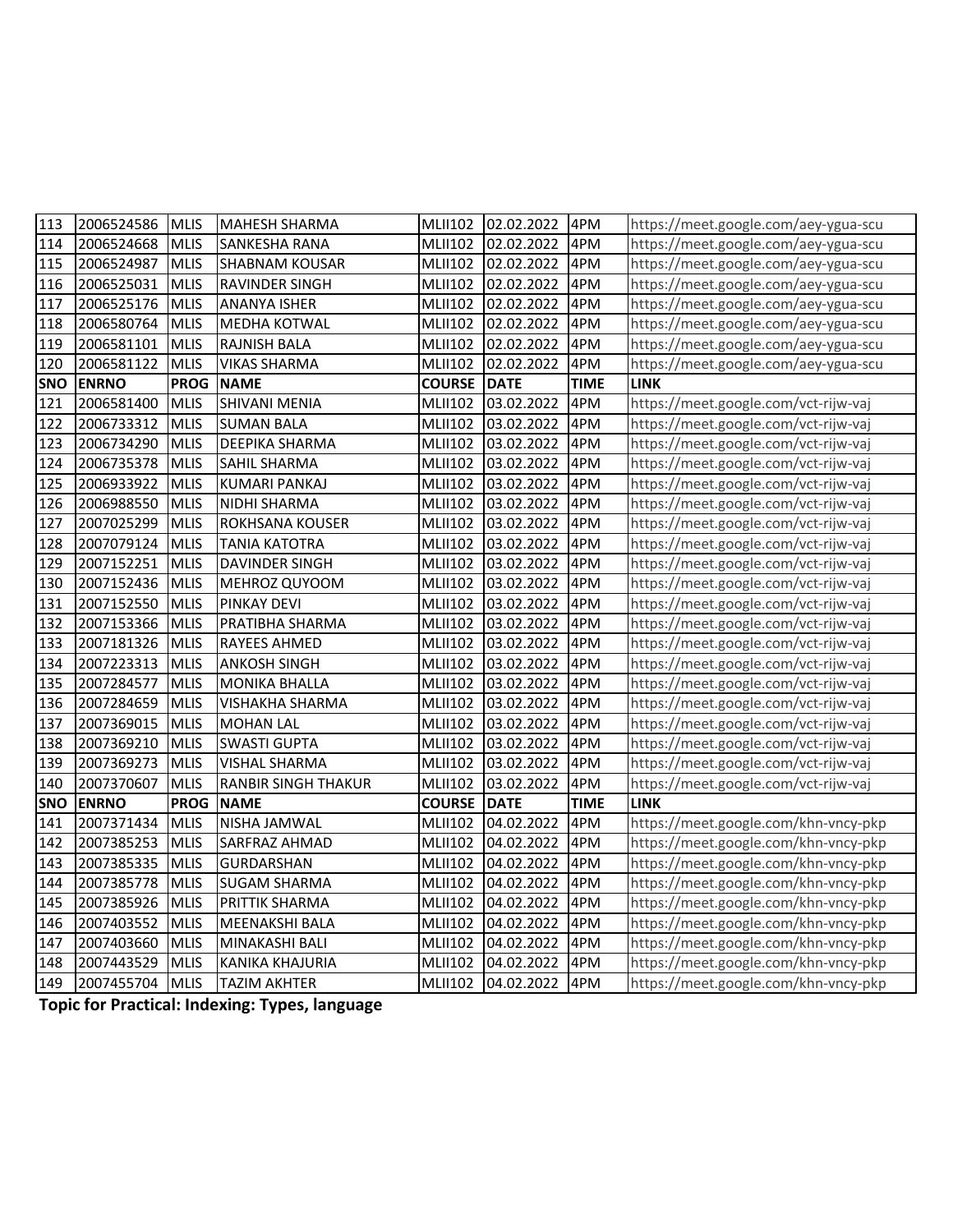| | | | | | | | |
|---|---|---|---|---|---|---|---|
| 113 | 2006524586 | MLIS | MAHESH SHARMA | MLII102 | 02.02.2022 | 4PM | https://meet.google.com/aey-ygua-scu |
| 114 | 2006524668 | MLIS | SANKESHA RANA | MLII102 | 02.02.2022 | 4PM | https://meet.google.com/aey-ygua-scu |
| 115 | 2006524987 | MLIS | SHABNAM KOUSAR | MLII102 | 02.02.2022 | 4PM | https://meet.google.com/aey-ygua-scu |
| 116 | 2006525031 | MLIS | RAVINDER SINGH | MLII102 | 02.02.2022 | 4PM | https://meet.google.com/aey-ygua-scu |
| 117 | 2006525176 | MLIS | ANANYA ISHER | MLII102 | 02.02.2022 | 4PM | https://meet.google.com/aey-ygua-scu |
| 118 | 2006580764 | MLIS | MEDHA KOTWAL | MLII102 | 02.02.2022 | 4PM | https://meet.google.com/aey-ygua-scu |
| 119 | 2006581101 | MLIS | RAJNISH BALA | MLII102 | 02.02.2022 | 4PM | https://meet.google.com/aey-ygua-scu |
| 120 | 2006581122 | MLIS | VIKAS SHARMA | MLII102 | 02.02.2022 | 4PM | https://meet.google.com/aey-ygua-scu |
| **SNO** | **ENRNO** | **PROG** | **NAME** | **COURSE** | **DATE** | **TIME** | **LINK** |
| 121 | 2006581400 | MLIS | SHIVANI MENIA | MLII102 | 03.02.2022 | 4PM | https://meet.google.com/vct-rijw-vaj |
| 122 | 2006733312 | MLIS | SUMAN BALA | MLII102 | 03.02.2022 | 4PM | https://meet.google.com/vct-rijw-vaj |
| 123 | 2006734290 | MLIS | DEEPIKA SHARMA | MLII102 | 03.02.2022 | 4PM | https://meet.google.com/vct-rijw-vaj |
| 124 | 2006735378 | MLIS | SAHIL SHARMA | MLII102 | 03.02.2022 | 4PM | https://meet.google.com/vct-rijw-vaj |
| 125 | 2006933922 | MLIS | KUMARI PANKAJ | MLII102 | 03.02.2022 | 4PM | https://meet.google.com/vct-rijw-vaj |
| 126 | 2006988550 | MLIS | NIDHI SHARMA | MLII102 | 03.02.2022 | 4PM | https://meet.google.com/vct-rijw-vaj |
| 127 | 2007025299 | MLIS | ROKHSANA KOUSER | MLII102 | 03.02.2022 | 4PM | https://meet.google.com/vct-rijw-vaj |
| 128 | 2007079124 | MLIS | TANIA KATOTRA | MLII102 | 03.02.2022 | 4PM | https://meet.google.com/vct-rijw-vaj |
| 129 | 2007152251 | MLIS | DAVINDER SINGH | MLII102 | 03.02.2022 | 4PM | https://meet.google.com/vct-rijw-vaj |
| 130 | 2007152436 | MLIS | MEHROZ QUYOOM | MLII102 | 03.02.2022 | 4PM | https://meet.google.com/vct-rijw-vaj |
| 131 | 2007152550 | MLIS | PINKAY DEVI | MLII102 | 03.02.2022 | 4PM | https://meet.google.com/vct-rijw-vaj |
| 132 | 2007153366 | MLIS | PRATIBHA SHARMA | MLII102 | 03.02.2022 | 4PM | https://meet.google.com/vct-rijw-vaj |
| 133 | 2007181326 | MLIS | RAYEES AHMED | MLII102 | 03.02.2022 | 4PM | https://meet.google.com/vct-rijw-vaj |
| 134 | 2007223313 | MLIS | ANKOSH SINGH | MLII102 | 03.02.2022 | 4PM | https://meet.google.com/vct-rijw-vaj |
| 135 | 2007284577 | MLIS | MONIKA BHALLA | MLII102 | 03.02.2022 | 4PM | https://meet.google.com/vct-rijw-vaj |
| 136 | 2007284659 | MLIS | VISHAKHA SHARMA | MLII102 | 03.02.2022 | 4PM | https://meet.google.com/vct-rijw-vaj |
| 137 | 2007369015 | MLIS | MOHAN LAL | MLII102 | 03.02.2022 | 4PM | https://meet.google.com/vct-rijw-vaj |
| 138 | 2007369210 | MLIS | SWASTI GUPTA | MLII102 | 03.02.2022 | 4PM | https://meet.google.com/vct-rijw-vaj |
| 139 | 2007369273 | MLIS | VISHAL SHARMA | MLII102 | 03.02.2022 | 4PM | https://meet.google.com/vct-rijw-vaj |
| 140 | 2007370607 | MLIS | RANBIR SINGH THAKUR | MLII102 | 03.02.2022 | 4PM | https://meet.google.com/vct-rijw-vaj |
| **SNO** | **ENRNO** | **PROG** | **NAME** | **COURSE** | **DATE** | **TIME** | **LINK** |
| 141 | 2007371434 | MLIS | NISHA JAMWAL | MLII102 | 04.02.2022 | 4PM | https://meet.google.com/khn-vncy-pkp |
| 142 | 2007385253 | MLIS | SARFRAZ AHMAD | MLII102 | 04.02.2022 | 4PM | https://meet.google.com/khn-vncy-pkp |
| 143 | 2007385335 | MLIS | GURDARSHAN | MLII102 | 04.02.2022 | 4PM | https://meet.google.com/khn-vncy-pkp |
| 144 | 2007385778 | MLIS | SUGAM SHARMA | MLII102 | 04.02.2022 | 4PM | https://meet.google.com/khn-vncy-pkp |
| 145 | 2007385926 | MLIS | PRITTIK SHARMA | MLII102 | 04.02.2022 | 4PM | https://meet.google.com/khn-vncy-pkp |
| 146 | 2007403552 | MLIS | MEENAKSHI BALA | MLII102 | 04.02.2022 | 4PM | https://meet.google.com/khn-vncy-pkp |
| 147 | 2007403660 | MLIS | MINAKASHI BALI | MLII102 | 04.02.2022 | 4PM | https://meet.google.com/khn-vncy-pkp |
| 148 | 2007443529 | MLIS | KANIKA KHAJURIA | MLII102 | 04.02.2022 | 4PM | https://meet.google.com/khn-vncy-pkp |
| 149 | 2007455704 | MLIS | TAZIM AKHTER | MLII102 | 04.02.2022 | 4PM | https://meet.google.com/khn-vncy-pkp |

**Topic for Practical: Indexing: Types, language**